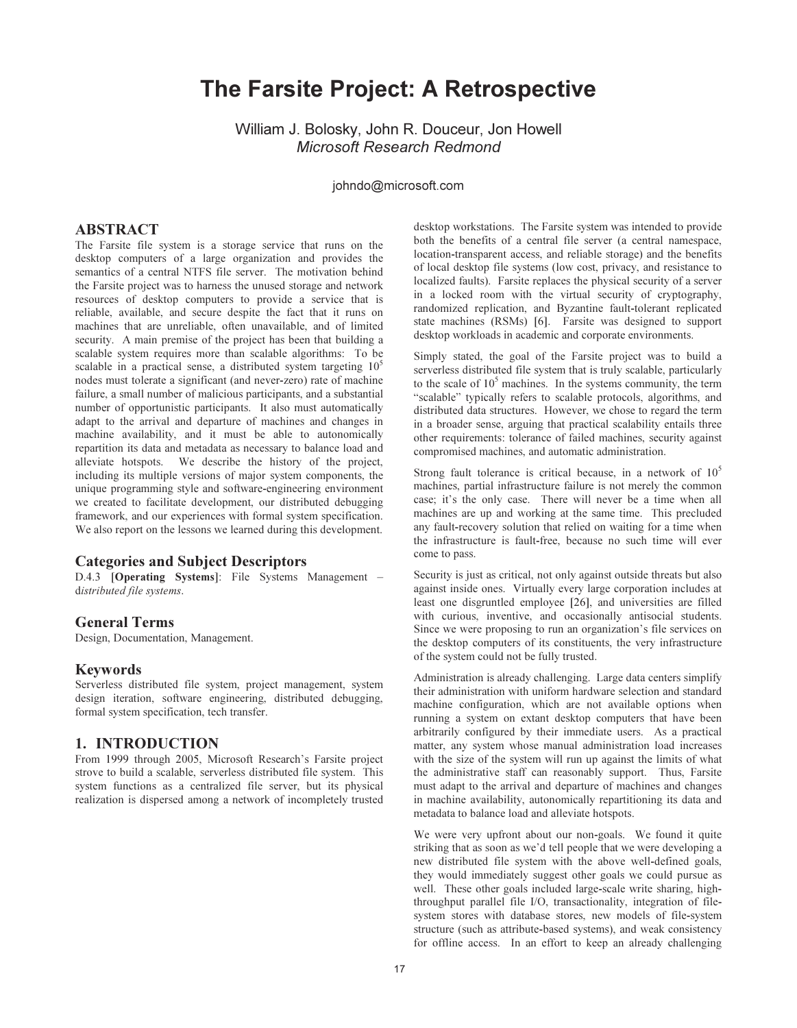# The Farsite Project: A Retrospective

William J. Bolosky, John R. Douceur, Jon Howell
*Microsoft Research Redmond*

johndo@microsoft.com

## ABSTRACT

The Farsite file system is a storage service that runs on the desktop computers of a large organization and provides the semantics of a central NTFS file server. The motivation behind the Farsite project was to harness the unused storage and network resources of desktop computers to provide a service that is reliable, available, and secure despite the fact that it runs on machines that are unreliable, often unavailable, and of limited security. A main premise of the project has been that building a scalable system requires more than scalable algorithms: To be scalable in a practical sense, a distributed system targeting $10^5$ nodes must tolerate a significant (and never-zero) rate of machine failure, a small number of malicious participants, and a substantial number of opportunistic participants. It also must automatically adapt to the arrival and departure of machines and changes in machine availability, and it must be able to autonomically repartition its data and metadata as necessary to balance load and alleviate hotspots. We describe the history of the project, including its multiple versions of major system components, the unique programming style and software-engineering environment we created to facilitate development, our distributed debugging framework, and our experiences with formal system specification. We also report on the lessons we learned during this development.

### Categories and Subject Descriptors

D.4.3 [**Operating Systems**]: File Systems Management – d*istributed file systems*.

### General Terms

Design, Documentation, Management.

### Keywords

Serverless distributed file system, project management, system design iteration, software engineering, distributed debugging, formal system specification, tech transfer.

## 1. INTRODUCTION

From 1999 through 2005, Microsoft Research's Farsite project strove to build a scalable, serverless distributed file system. This system functions as a centralized file server, but its physical realization is dispersed among a network of incompletely trusted desktop workstations. The Farsite system was intended to provide both the benefits of a central file server (a central namespace, location-transparent access, and reliable storage) and the benefits of local desktop file systems (low cost, privacy, and resistance to localized faults). Farsite replaces the physical security of a server in a locked room with the virtual security of cryptography, randomized replication, and Byzantine fault-tolerant replicated state machines (RSMs) [6]. Farsite was designed to support desktop workloads in academic and corporate environments.

Simply stated, the goal of the Farsite project was to build a serverless distributed file system that is truly scalable, particularly to the scale of $10^5$ machines. In the systems community, the term "scalable" typically refers to scalable protocols, algorithms, and distributed data structures. However, we chose to regard the term in a broader sense, arguing that practical scalability entails three other requirements: tolerance of failed machines, security against compromised machines, and automatic administration.

Strong fault tolerance is critical because, in a network of $10^5$ machines, partial infrastructure failure is not merely the common case; it's the only case. There will never be a time when all machines are up and working at the same time. This precluded any fault-recovery solution that relied on waiting for a time when the infrastructure is fault-free, because no such time will ever come to pass.

Security is just as critical, not only against outside threats but also against inside ones. Virtually every large corporation includes at least one disgruntled employee [26], and universities are filled with curious, inventive, and occasionally antisocial students. Since we were proposing to run an organization's file services on the desktop computers of its constituents, the very infrastructure of the system could not be fully trusted.

Administration is already challenging. Large data centers simplify their administration with uniform hardware selection and standard machine configuration, which are not available options when running a system on extant desktop computers that have been arbitrarily configured by their immediate users. As a practical matter, any system whose manual administration load increases with the size of the system will run up against the limits of what the administrative staff can reasonably support. Thus, Farsite must adapt to the arrival and departure of machines and changes in machine availability, autonomically repartitioning its data and metadata to balance load and alleviate hotspots.

We were very upfront about our non-goals. We found it quite striking that as soon as we'd tell people that we were developing a new distributed file system with the above well-defined goals, they would immediately suggest other goals we could pursue as well. These other goals included large-scale write sharing, high-throughput parallel file I/O, transactionality, integration of file-system stores with database stores, new models of file-system structure (such as attribute-based systems), and weak consistency for offline access. In an effort to keep an already challenging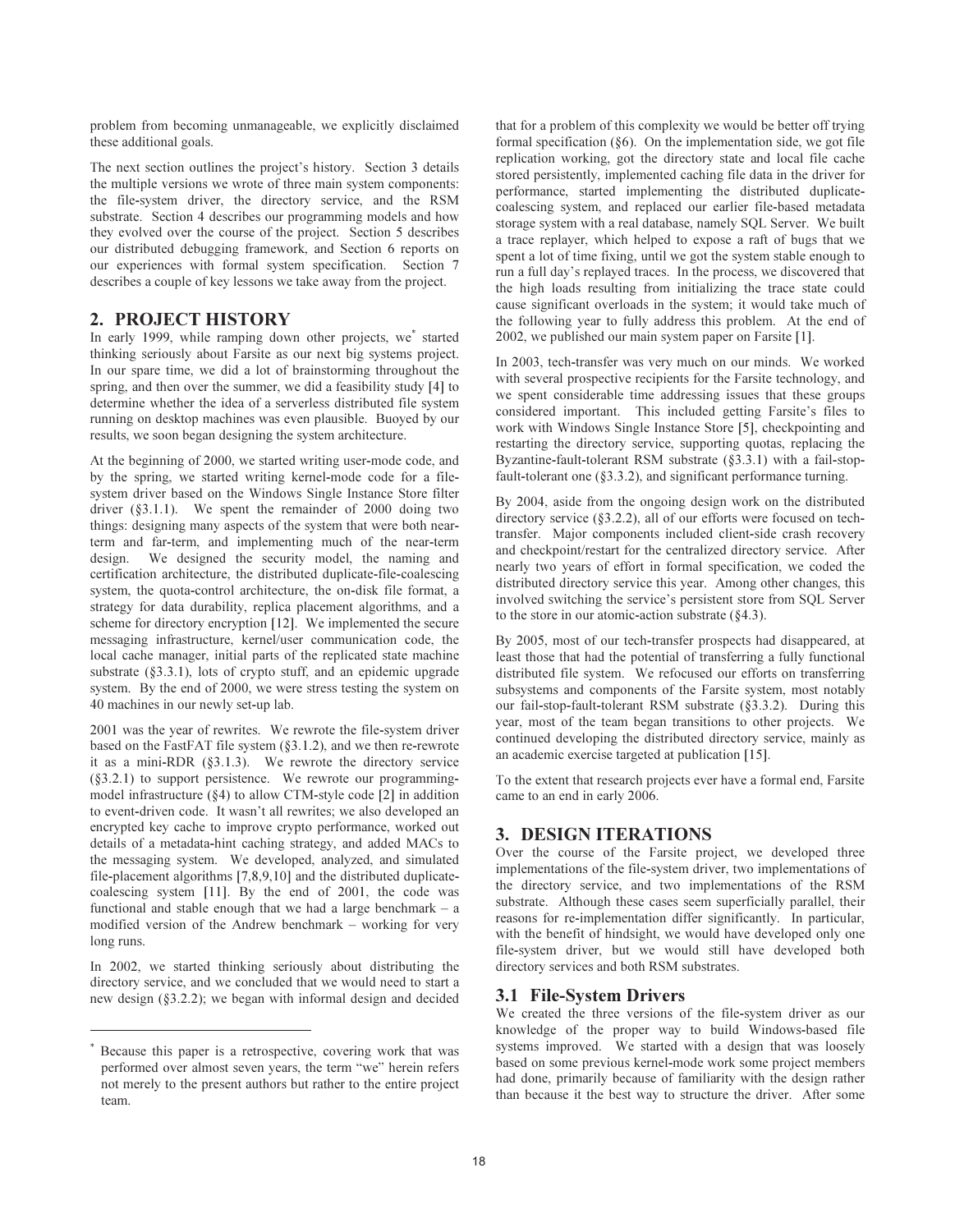problem from becoming unmanageable, we explicitly disclaimed these additional goals.

The next section outlines the project's history. Section 3 details the multiple versions we wrote of three main system components: the file-system driver, the directory service, and the RSM substrate. Section 4 describes our programming models and how they evolved over the course of the project. Section 5 describes our distributed debugging framework, and Section 6 reports on our experiences with formal system specification. Section 7 describes a couple of key lessons we take away from the project.

## 2. PROJECT HISTORY

In early 1999, while ramping down other projects, we* started thinking seriously about Farsite as our next big systems project. In our spare time, we did a lot of brainstorming throughout the spring, and then over the summer, we did a feasibility study [4] to determine whether the idea of a serverless distributed file system running on desktop machines was even plausible. Buoyed by our results, we soon began designing the system architecture.

At the beginning of 2000, we started writing user-mode code, and by the spring, we started writing kernel-mode code for a file-system driver based on the Windows Single Instance Store filter driver (§3.1.1). We spent the remainder of 2000 doing two things: designing many aspects of the system that were both near-term and far-term, and implementing much of the near-term design. We designed the security model, the naming and certification architecture, the distributed duplicate-file-coalescing system, the quota-control architecture, the on-disk file format, a strategy for data durability, replica placement algorithms, and a scheme for directory encryption [12]. We implemented the secure messaging infrastructure, kernel/user communication code, the local cache manager, initial parts of the replicated state machine substrate (§3.3.1), lots of crypto stuff, and an epidemic upgrade system. By the end of 2000, we were stress testing the system on 40 machines in our newly set-up lab.

2001 was the year of rewrites. We rewrote the file-system driver based on the FastFAT file system (§3.1.2), and we then re-rewrote it as a mini-RDR (§3.1.3). We rewrote the directory service (§3.2.1) to support persistence. We rewrote our programming-model infrastructure (§4) to allow CTM-style code [2] in addition to event-driven code. It wasn't all rewrites; we also developed an encrypted key cache to improve crypto performance, worked out details of a metadata-hint caching strategy, and added MACs to the messaging system. We developed, analyzed, and simulated file-placement algorithms [7,8,9,10] and the distributed duplicate-coalescing system [11]. By the end of 2001, the code was functional and stable enough that we had a large benchmark – a modified version of the Andrew benchmark – working for very long runs.

In 2002, we started thinking seriously about distributing the directory service, and we concluded that we would need to start a new design (§3.2.2); we began with informal design and decided that for a problem of this complexity we would be better off trying formal specification (§6). On the implementation side, we got file replication working, got the directory state and local file cache stored persistently, implemented caching file data in the driver for performance, started implementing the distributed duplicate-coalescing system, and replaced our earlier file-based metadata storage system with a real database, namely SQL Server. We built a trace replayer, which helped to expose a raft of bugs that we spent a lot of time fixing, until we got the system stable enough to run a full day's replayed traces. In the process, we discovered that the high loads resulting from initializing the trace state could cause significant overloads in the system; it would take much of the following year to fully address this problem. At the end of 2002, we published our main system paper on Farsite [1].

In 2003, tech-transfer was very much on our minds. We worked with several prospective recipients for the Farsite technology, and we spent considerable time addressing issues that these groups considered important. This included getting Farsite's files to work with Windows Single Instance Store [5], checkpointing and restarting the directory service, supporting quotas, replacing the Byzantine-fault-tolerant RSM substrate (§3.3.1) with a fail-stop-fault-tolerant one (§3.3.2), and significant performance turning.

By 2004, aside from the ongoing design work on the distributed directory service (§3.2.2), all of our efforts were focused on tech-transfer. Major components included client-side crash recovery and checkpoint/restart for the centralized directory service. After nearly two years of effort in formal specification, we coded the distributed directory service this year. Among other changes, this involved switching the service's persistent store from SQL Server to the store in our atomic-action substrate (§4.3).

By 2005, most of our tech-transfer prospects had disappeared, at least those that had the potential of transferring a fully functional distributed file system. We refocused our efforts on transferring subsystems and components of the Farsite system, most notably our fail-stop-fault-tolerant RSM substrate (§3.3.2). During this year, most of the team began transitions to other projects. We continued developing the distributed directory service, mainly as an academic exercise targeted at publication [15].

To the extent that research projects ever have a formal end, Farsite came to an end in early 2006.

## 3. DESIGN ITERATIONS

Over the course of the Farsite project, we developed three implementations of the file-system driver, two implementations of the directory service, and two implementations of the RSM substrate. Although these cases seem superficially parallel, their reasons for re-implementation differ significantly. In particular, with the benefit of hindsight, we would have developed only one file-system driver, but we would still have developed both directory services and both RSM substrates.

### 3.1 File-System Drivers

We created the three versions of the file-system driver as our knowledge of the proper way to build Windows-based file systems improved. We started with a design that was loosely based on some previous kernel-mode work some project members had done, primarily because of familiarity with the design rather than because it the best way to structure the driver. After some

---

* Because this paper is a retrospective, covering work that was performed over almost seven years, the term "we" herein refers not merely to the present authors but rather to the entire project team.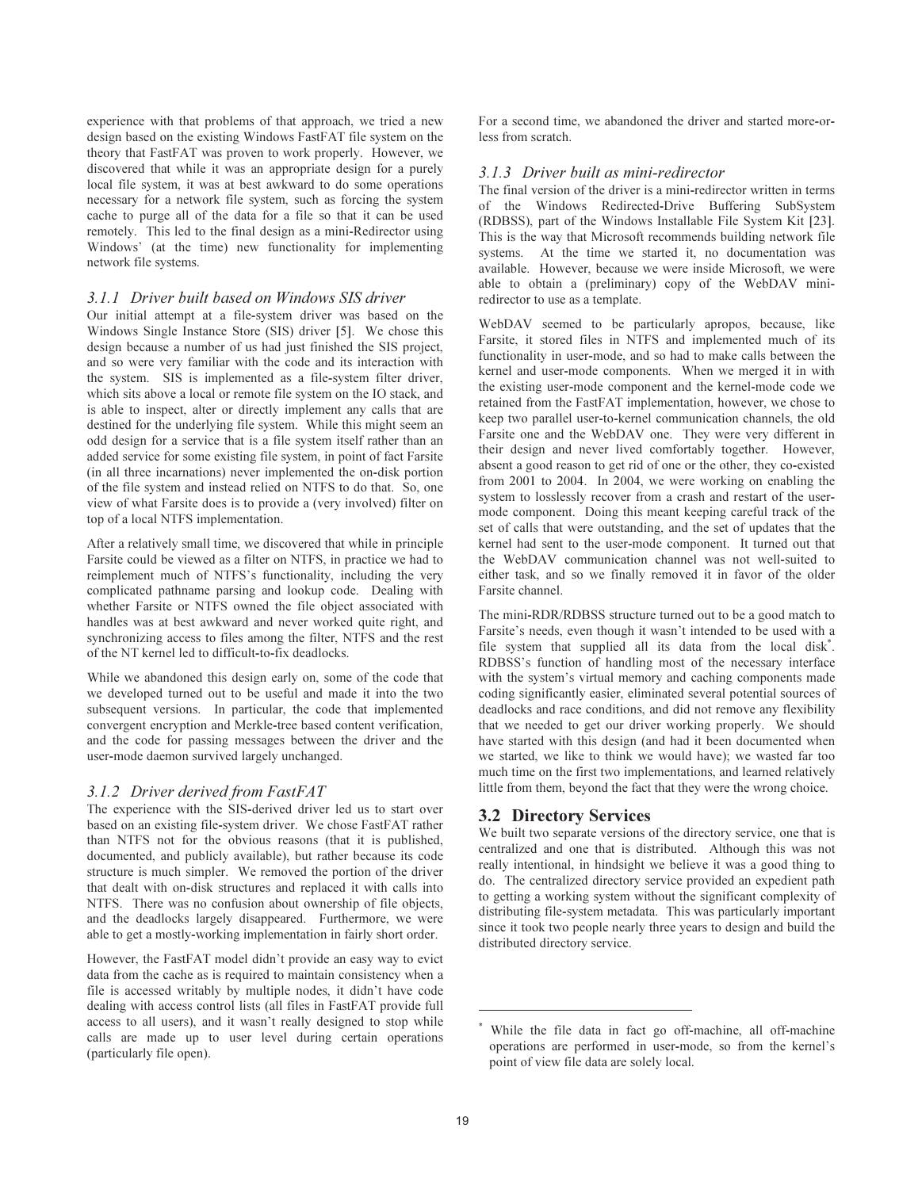experience with that problems of that approach, we tried a new design based on the existing Windows FastFAT file system on the theory that FastFAT was proven to work properly. However, we discovered that while it was an appropriate design for a purely local file system, it was at best awkward to do some operations necessary for a network file system, such as forcing the system cache to purge all of the data for a file so that it can be used remotely. This led to the final design as a mini-Redirector using Windows' (at the time) new functionality for implementing network file systems.

### *3.1.1 Driver built based on Windows SIS driver*

Our initial attempt at a file-system driver was based on the Windows Single Instance Store (SIS) driver [5]. We chose this design because a number of us had just finished the SIS project, and so were very familiar with the code and its interaction with the system. SIS is implemented as a file-system filter driver, which sits above a local or remote file system on the IO stack, and is able to inspect, alter or directly implement any calls that are destined for the underlying file system. While this might seem an odd design for a service that is a file system itself rather than an added service for some existing file system, in point of fact Farsite (in all three incarnations) never implemented the on-disk portion of the file system and instead relied on NTFS to do that. So, one view of what Farsite does is to provide a (very involved) filter on top of a local NTFS implementation.

After a relatively small time, we discovered that while in principle Farsite could be viewed as a filter on NTFS, in practice we had to reimplement much of NTFS's functionality, including the very complicated pathname parsing and lookup code. Dealing with whether Farsite or NTFS owned the file object associated with handles was at best awkward and never worked quite right, and synchronizing access to files among the filter, NTFS and the rest of the NT kernel led to difficult-to-fix deadlocks.

While we abandoned this design early on, some of the code that we developed turned out to be useful and made it into the two subsequent versions. In particular, the code that implemented convergent encryption and Merkle-tree based content verification, and the code for passing messages between the driver and the user-mode daemon survived largely unchanged.

### *3.1.2 Driver derived from FastFAT*

The experience with the SIS-derived driver led us to start over based on an existing file-system driver. We chose FastFAT rather than NTFS not for the obvious reasons (that it is published, documented, and publicly available), but rather because its code structure is much simpler. We removed the portion of the driver that dealt with on-disk structures and replaced it with calls into NTFS. There was no confusion about ownership of file objects, and the deadlocks largely disappeared. Furthermore, we were able to get a mostly-working implementation in fairly short order.

However, the FastFAT model didn't provide an easy way to evict data from the cache as is required to maintain consistency when a file is accessed writably by multiple nodes, it didn't have code dealing with access control lists (all files in FastFAT provide full access to all users), and it wasn't really designed to stop while calls are made up to user level during certain operations (particularly file open).

For a second time, we abandoned the driver and started more-or-less from scratch.

### *3.1.3 Driver built as mini-redirector*

The final version of the driver is a mini-redirector written in terms of the Windows Redirected-Drive Buffering SubSystem (RDBSS), part of the Windows Installable File System Kit [23]. This is the way that Microsoft recommends building network file systems. At the time we started it, no documentation was available. However, because we were inside Microsoft, we were able to obtain a (preliminary) copy of the WebDAV mini-redirector to use as a template.

WebDAV seemed to be particularly apropos, because, like Farsite, it stored files in NTFS and implemented much of its functionality in user-mode, and so had to make calls between the kernel and user-mode components. When we merged it in with the existing user-mode component and the kernel-mode code we retained from the FastFAT implementation, however, we chose to keep two parallel user-to-kernel communication channels, the old Farsite one and the WebDAV one. They were very different in their design and never lived comfortably together. However, absent a good reason to get rid of one or the other, they co-existed from 2001 to 2004. In 2004, we were working on enabling the system to losslessly recover from a crash and restart of the user-mode component. Doing this meant keeping careful track of the set of calls that were outstanding, and the set of updates that the kernel had sent to the user-mode component. It turned out that the WebDAV communication channel was not well-suited to either task, and so we finally removed it in favor of the older Farsite channel.

The mini-RDR/RDBSS structure turned out to be a good match to Farsite's needs, even though it wasn't intended to be used with a file system that supplied all its data from the local disk*. RDBSS's function of handling most of the necessary interface with the system's virtual memory and caching components made coding significantly easier, eliminated several potential sources of deadlocks and race conditions, and did not remove any flexibility that we needed to get our driver working properly. We should have started with this design (and had it been documented when we started, we like to think we would have); we wasted far too much time on the first two implementations, and learned relatively little from them, beyond the fact that they were the wrong choice.

## 3.2 Directory Services

We built two separate versions of the directory service, one that is centralized and one that is distributed. Although this was not really intentional, in hindsight we believe it was a good thing to do. The centralized directory service provided an expedient path to getting a working system without the significant complexity of distributing file-system metadata. This was particularly important since it took two people nearly three years to design and build the distributed directory service.

---

* While the file data in fact go off-machine, all off-machine operations are performed in user-mode, so from the kernel's point of view file data are solely local.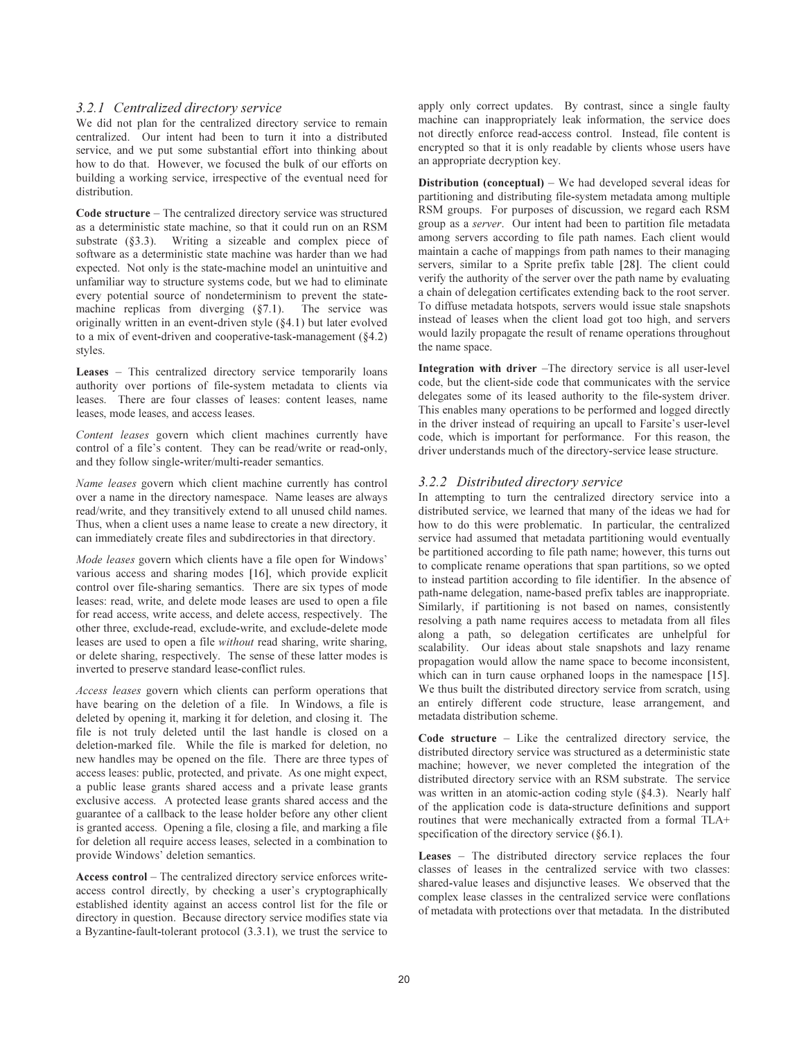### 3.2.1 Centralized directory service

We did not plan for the centralized directory service to remain centralized. Our intent had been to turn it into a distributed service, and we put some substantial effort into thinking about how to do that. However, we focused the bulk of our efforts on building a working service, irrespective of the eventual need for distribution.

**Code structure** – The centralized directory service was structured as a deterministic state machine, so that it could run on an RSM substrate (§3.3). Writing a sizeable and complex piece of software as a deterministic state machine was harder than we had expected. Not only is the state-machine model an unintuitive and unfamiliar way to structure systems code, but we had to eliminate every potential source of nondeterminism to prevent the state-machine replicas from diverging (§7.1). The service was originally written in an event-driven style (§4.1) but later evolved to a mix of event-driven and cooperative-task-management (§4.2) styles.

**Leases** – This centralized directory service temporarily loans authority over portions of file-system metadata to clients via leases. There are four classes of leases: content leases, name leases, mode leases, and access leases.

*Content leases* govern which client machines currently have control of a file's content. They can be read/write or read-only, and they follow single-writer/multi-reader semantics.

*Name leases* govern which client machine currently has control over a name in the directory namespace. Name leases are always read/write, and they transitively extend to all unused child names. Thus, when a client uses a name lease to create a new directory, it can immediately create files and subdirectories in that directory.

*Mode leases* govern which clients have a file open for Windows' various access and sharing modes [16], which provide explicit control over file-sharing semantics. There are six types of mode leases: read, write, and delete mode leases are used to open a file for read access, write access, and delete access, respectively. The other three, exclude-read, exclude-write, and exclude-delete mode leases are used to open a file *without* read sharing, write sharing, or delete sharing, respectively. The sense of these latter modes is inverted to preserve standard lease-conflict rules.

*Access leases* govern which clients can perform operations that have bearing on the deletion of a file. In Windows, a file is deleted by opening it, marking it for deletion, and closing it. The file is not truly deleted until the last handle is closed on a deletion-marked file. While the file is marked for deletion, no new handles may be opened on the file. There are three types of access leases: public, protected, and private. As one might expect, a public lease grants shared access and a private lease grants exclusive access. A protected lease grants shared access and the guarantee of a callback to the lease holder before any other client is granted access. Opening a file, closing a file, and marking a file for deletion all require access leases, selected in a combination to provide Windows' deletion semantics.

**Access control** – The centralized directory service enforces write-access control directly, by checking a user's cryptographically established identity against an access control list for the file or directory in question. Because directory service modifies state via a Byzantine-fault-tolerant protocol (3.3.1), we trust the service to apply only correct updates. By contrast, since a single faulty machine can inappropriately leak information, the service does not directly enforce read-access control. Instead, file content is encrypted so that it is only readable by clients whose users have an appropriate decryption key.

**Distribution (conceptual)** – We had developed several ideas for partitioning and distributing file-system metadata among multiple RSM groups. For purposes of discussion, we regard each RSM group as a *server*. Our intent had been to partition file metadata among servers according to file path names. Each client would maintain a cache of mappings from path names to their managing servers, similar to a Sprite prefix table [28]. The client could verify the authority of the server over the path name by evaluating a chain of delegation certificates extending back to the root server. To diffuse metadata hotspots, servers would issue stale snapshots instead of leases when the client load got too high, and servers would lazily propagate the result of rename operations throughout the name space.

**Integration with driver** –The directory service is all user-level code, but the client-side code that communicates with the service delegates some of its leased authority to the file-system driver. This enables many operations to be performed and logged directly in the driver instead of requiring an upcall to Farsite's user-level code, which is important for performance. For this reason, the driver understands much of the directory-service lease structure.

### 3.2.2 Distributed directory service

In attempting to turn the centralized directory service into a distributed service, we learned that many of the ideas we had for how to do this were problematic. In particular, the centralized service had assumed that metadata partitioning would eventually be partitioned according to file path name; however, this turns out to complicate rename operations that span partitions, so we opted to instead partition according to file identifier. In the absence of path-name delegation, name-based prefix tables are inappropriate. Similarly, if partitioning is not based on names, consistently resolving a path name requires access to metadata from all files along a path, so delegation certificates are unhelpful for scalability. Our ideas about stale snapshots and lazy rename propagation would allow the name space to become inconsistent, which can in turn cause orphaned loops in the namespace [15]. We thus built the distributed directory service from scratch, using an entirely different code structure, lease arrangement, and metadata distribution scheme.

**Code structure** – Like the centralized directory service, the distributed directory service was structured as a deterministic state machine; however, we never completed the integration of the distributed directory service with an RSM substrate. The service was written in an atomic-action coding style (§4.3). Nearly half of the application code is data-structure definitions and support routines that were mechanically extracted from a formal TLA+ specification of the directory service (§6.1).

**Leases** – The distributed directory service replaces the four classes of leases in the centralized service with two classes: shared-value leases and disjunctive leases. We observed that the complex lease classes in the centralized service were conflations of metadata with protections over that metadata. In the distributed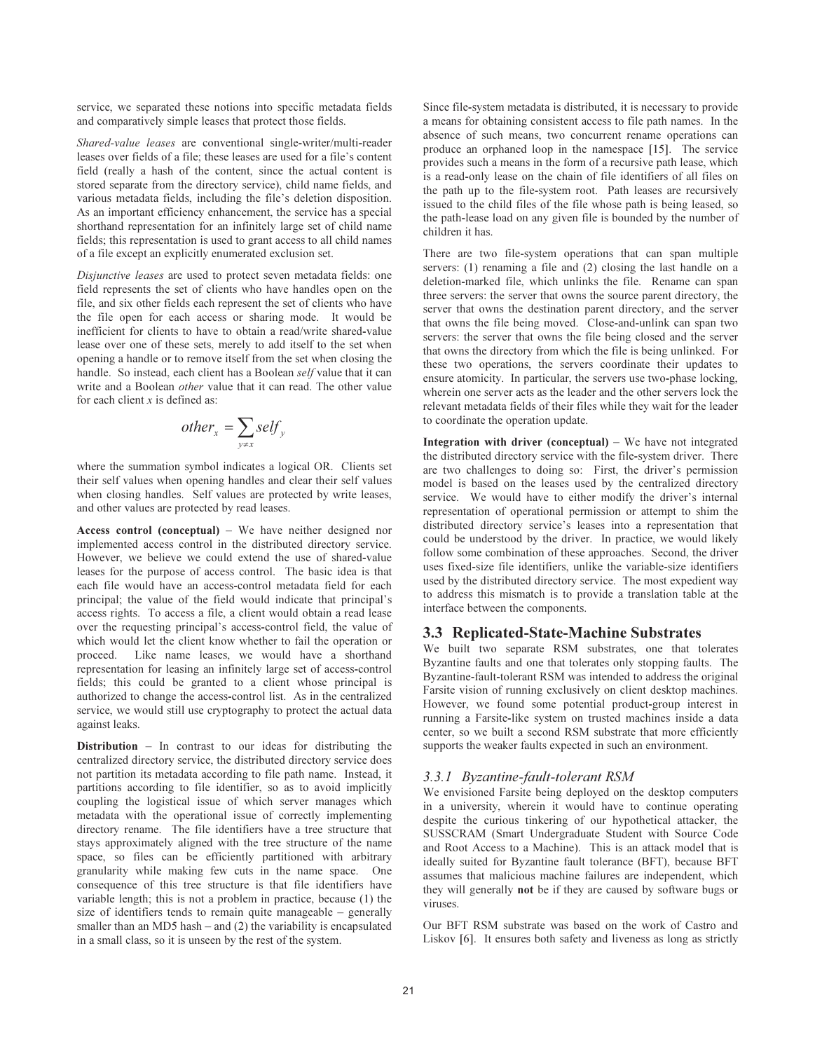service, we separated these notions into specific metadata fields and comparatively simple leases that protect those fields.

*Shared-value leases* are conventional single-writer/multi-reader leases over fields of a file; these leases are used for a file's content field (really a hash of the content, since the actual content is stored separate from the directory service), child name fields, and various metadata fields, including the file's deletion disposition. As an important efficiency enhancement, the service has a special shorthand representation for an infinitely large set of child name fields; this representation is used to grant access to all child names of a file except an explicitly enumerated exclusion set.

*Disjunctive leases* are used to protect seven metadata fields: one field represents the set of clients who have handles open on the file, and six other fields each represent the set of clients who have the file open for each access or sharing mode. It would be inefficient for clients to have to obtain a read/write shared-value lease over one of these sets, merely to add itself to the set when opening a handle or to remove itself from the set when closing the handle. So instead, each client has a Boolean *self* value that it can write and a Boolean *other* value that it can read. The other value for each client $x$ is defined as:

$$other_x = \sum_{y \neq x} self_y$$

where the summation symbol indicates a logical OR. Clients set their self values when opening handles and clear their self values when closing handles. Self values are protected by write leases, and other values are protected by read leases.

**Access control (conceptual)** – We have neither designed nor implemented access control in the distributed directory service. However, we believe we could extend the use of shared-value leases for the purpose of access control. The basic idea is that each file would have an access-control metadata field for each principal; the value of the field would indicate that principal's access rights. To access a file, a client would obtain a read lease over the requesting principal's access-control field, the value of which would let the client know whether to fail the operation or proceed. Like name leases, we would have a shorthand representation for leasing an infinitely large set of access-control fields; this could be granted to a client whose principal is authorized to change the access-control list. As in the centralized service, we would still use cryptography to protect the actual data against leaks.

**Distribution** – In contrast to our ideas for distributing the centralized directory service, the distributed directory service does not partition its metadata according to file path name. Instead, it partitions according to file identifier, so as to avoid implicitly coupling the logistical issue of which server manages which metadata with the operational issue of correctly implementing directory rename. The file identifiers have a tree structure that stays approximately aligned with the tree structure of the name space, so files can be efficiently partitioned with arbitrary granularity while making few cuts in the name space. One consequence of this tree structure is that file identifiers have variable length; this is not a problem in practice, because (1) the size of identifiers tends to remain quite manageable – generally smaller than an MD5 hash – and (2) the variability is encapsulated in a small class, so it is unseen by the rest of the system.

Since file-system metadata is distributed, it is necessary to provide a means for obtaining consistent access to file path names. In the absence of such means, two concurrent rename operations can produce an orphaned loop in the namespace [15]. The service provides such a means in the form of a recursive path lease, which is a read-only lease on the chain of file identifiers of all files on the path up to the file-system root. Path leases are recursively issued to the child files of the file whose path is being leased, so the path-lease load on any given file is bounded by the number of children it has.

There are two file-system operations that can span multiple servers: (1) renaming a file and (2) closing the last handle on a deletion-marked file, which unlinks the file. Rename can span three servers: the server that owns the source parent directory, the server that owns the destination parent directory, and the server that owns the file being moved. Close-and-unlink can span two servers: the server that owns the file being closed and the server that owns the directory from which the file is being unlinked. For these two operations, the servers coordinate their updates to ensure atomicity. In particular, the servers use two-phase locking, wherein one server acts as the leader and the other servers lock the relevant metadata fields of their files while they wait for the leader to coordinate the operation update.

**Integration with driver (conceptual)** – We have not integrated the distributed directory service with the file-system driver. There are two challenges to doing so: First, the driver's permission model is based on the leases used by the centralized directory service. We would have to either modify the driver's internal representation of operational permission or attempt to shim the distributed directory service's leases into a representation that could be understood by the driver. In practice, we would likely follow some combination of these approaches. Second, the driver uses fixed-size file identifiers, unlike the variable-size identifiers used by the distributed directory service. The most expedient way to address this mismatch is to provide a translation table at the interface between the components.

## 3.3 Replicated-State-Machine Substrates

We built two separate RSM substrates, one that tolerates Byzantine faults and one that tolerates only stopping faults. The Byzantine-fault-tolerant RSM was intended to address the original Farsite vision of running exclusively on client desktop machines. However, we found some potential product-group interest in running a Farsite-like system on trusted machines inside a data center, so we built a second RSM substrate that more efficiently supports the weaker faults expected in such an environment.

### 3.3.1 Byzantine-fault-tolerant RSM

We envisioned Farsite being deployed on the desktop computers in a university, wherein it would have to continue operating despite the curious tinkering of our hypothetical attacker, the SUSSCRAM (Smart Undergraduate Student with Source Code and Root Access to a Machine). This is an attack model that is ideally suited for Byzantine fault tolerance (BFT), because BFT assumes that malicious machine failures are independent, which they will generally **not** be if they are caused by software bugs or viruses.

Our BFT RSM substrate was based on the work of Castro and Liskov [6]. It ensures both safety and liveness as long as strictly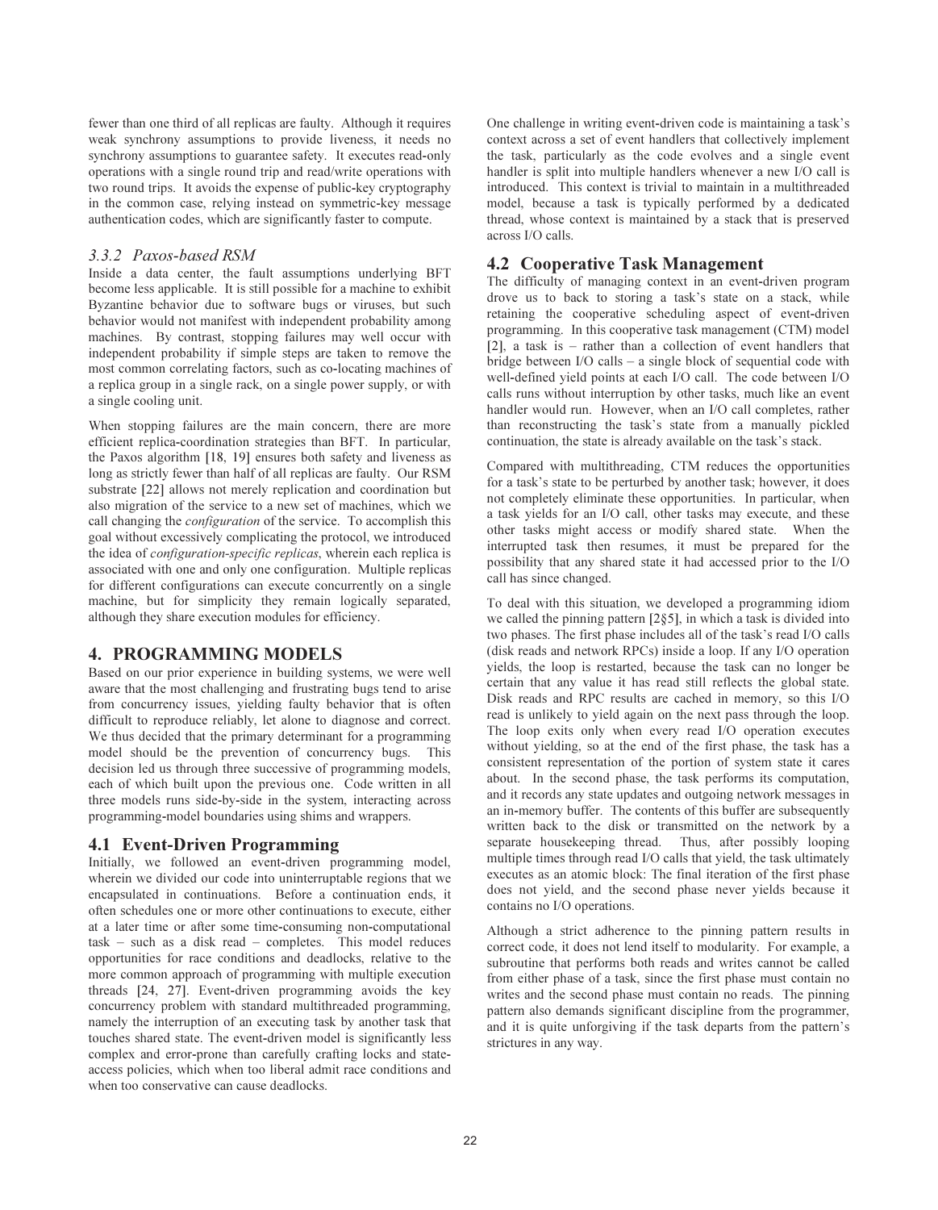fewer than one third of all replicas are faulty. Although it requires weak synchrony assumptions to provide liveness, it needs no synchrony assumptions to guarantee safety. It executes read-only operations with a single round trip and read/write operations with two round trips. It avoids the expense of public-key cryptography in the common case, relying instead on symmetric-key message authentication codes, which are significantly faster to compute.

### *3.3.2 Paxos-based RSM*

Inside a data center, the fault assumptions underlying BFT become less applicable. It is still possible for a machine to exhibit Byzantine behavior due to software bugs or viruses, but such behavior would not manifest with independent probability among machines. By contrast, stopping failures may well occur with independent probability if simple steps are taken to remove the most common correlating factors, such as co-locating machines of a replica group in a single rack, on a single power supply, or with a single cooling unit.

When stopping failures are the main concern, there are more efficient replica-coordination strategies than BFT. In particular, the Paxos algorithm [18, 19] ensures both safety and liveness as long as strictly fewer than half of all replicas are faulty. Our RSM substrate [22] allows not merely replication and coordination but also migration of the service to a new set of machines, which we call changing the *configuration* of the service. To accomplish this goal without excessively complicating the protocol, we introduced the idea of *configuration-specific replicas*, wherein each replica is associated with one and only one configuration. Multiple replicas for different configurations can execute concurrently on a single machine, but for simplicity they remain logically separated, although they share execution modules for efficiency.

## 4. PROGRAMMING MODELS

Based on our prior experience in building systems, we were well aware that the most challenging and frustrating bugs tend to arise from concurrency issues, yielding faulty behavior that is often difficult to reproduce reliably, let alone to diagnose and correct. We thus decided that the primary determinant for a programming model should be the prevention of concurrency bugs. This decision led us through three successive of programming models, each of which built upon the previous one. Code written in all three models runs side-by-side in the system, interacting across programming-model boundaries using shims and wrappers.

### 4.1 Event-Driven Programming

Initially, we followed an event-driven programming model, wherein we divided our code into uninterruptable regions that we encapsulated in continuations. Before a continuation ends, it often schedules one or more other continuations to execute, either at a later time or after some time-consuming non-computational task – such as a disk read – completes. This model reduces opportunities for race conditions and deadlocks, relative to the more common approach of programming with multiple execution threads [24, 27]. Event-driven programming avoids the key concurrency problem with standard multithreaded programming, namely the interruption of an executing task by another task that touches shared state. The event-driven model is significantly less complex and error-prone than carefully crafting locks and state-access policies, which when too liberal admit race conditions and when too conservative can cause deadlocks.

One challenge in writing event-driven code is maintaining a task's context across a set of event handlers that collectively implement the task, particularly as the code evolves and a single event handler is split into multiple handlers whenever a new I/O call is introduced. This context is trivial to maintain in a multithreaded model, because a task is typically performed by a dedicated thread, whose context is maintained by a stack that is preserved across I/O calls.

### 4.2 Cooperative Task Management

The difficulty of managing context in an event-driven program drove us to back to storing a task's state on a stack, while retaining the cooperative scheduling aspect of event-driven programming. In this cooperative task management (CTM) model [2], a task is – rather than a collection of event handlers that bridge between I/O calls – a single block of sequential code with well-defined yield points at each I/O call. The code between I/O calls runs without interruption by other tasks, much like an event handler would run. However, when an I/O call completes, rather than reconstructing the task's state from a manually pickled continuation, the state is already available on the task's stack.

Compared with multithreading, CTM reduces the opportunities for a task's state to be perturbed by another task; however, it does not completely eliminate these opportunities. In particular, when a task yields for an I/O call, other tasks may execute, and these other tasks might access or modify shared state. When the interrupted task then resumes, it must be prepared for the possibility that any shared state it had accessed prior to the I/O call has since changed.

To deal with this situation, we developed a programming idiom we called the pinning pattern [2§5], in which a task is divided into two phases. The first phase includes all of the task's read I/O calls (disk reads and network RPCs) inside a loop. If any I/O operation yields, the loop is restarted, because the task can no longer be certain that any value it has read still reflects the global state. Disk reads and RPC results are cached in memory, so this I/O read is unlikely to yield again on the next pass through the loop. The loop exits only when every read I/O operation executes without yielding, so at the end of the first phase, the task has a consistent representation of the portion of system state it cares about. In the second phase, the task performs its computation, and it records any state updates and outgoing network messages in an in-memory buffer. The contents of this buffer are subsequently written back to the disk or transmitted on the network by a separate housekeeping thread. Thus, after possibly looping multiple times through read I/O calls that yield, the task ultimately executes as an atomic block: The final iteration of the first phase does not yield, and the second phase never yields because it contains no I/O operations.

Although a strict adherence to the pinning pattern results in correct code, it does not lend itself to modularity. For example, a subroutine that performs both reads and writes cannot be called from either phase of a task, since the first phase must contain no writes and the second phase must contain no reads. The pinning pattern also demands significant discipline from the programmer, and it is quite unforgiving if the task departs from the pattern's strictures in any way.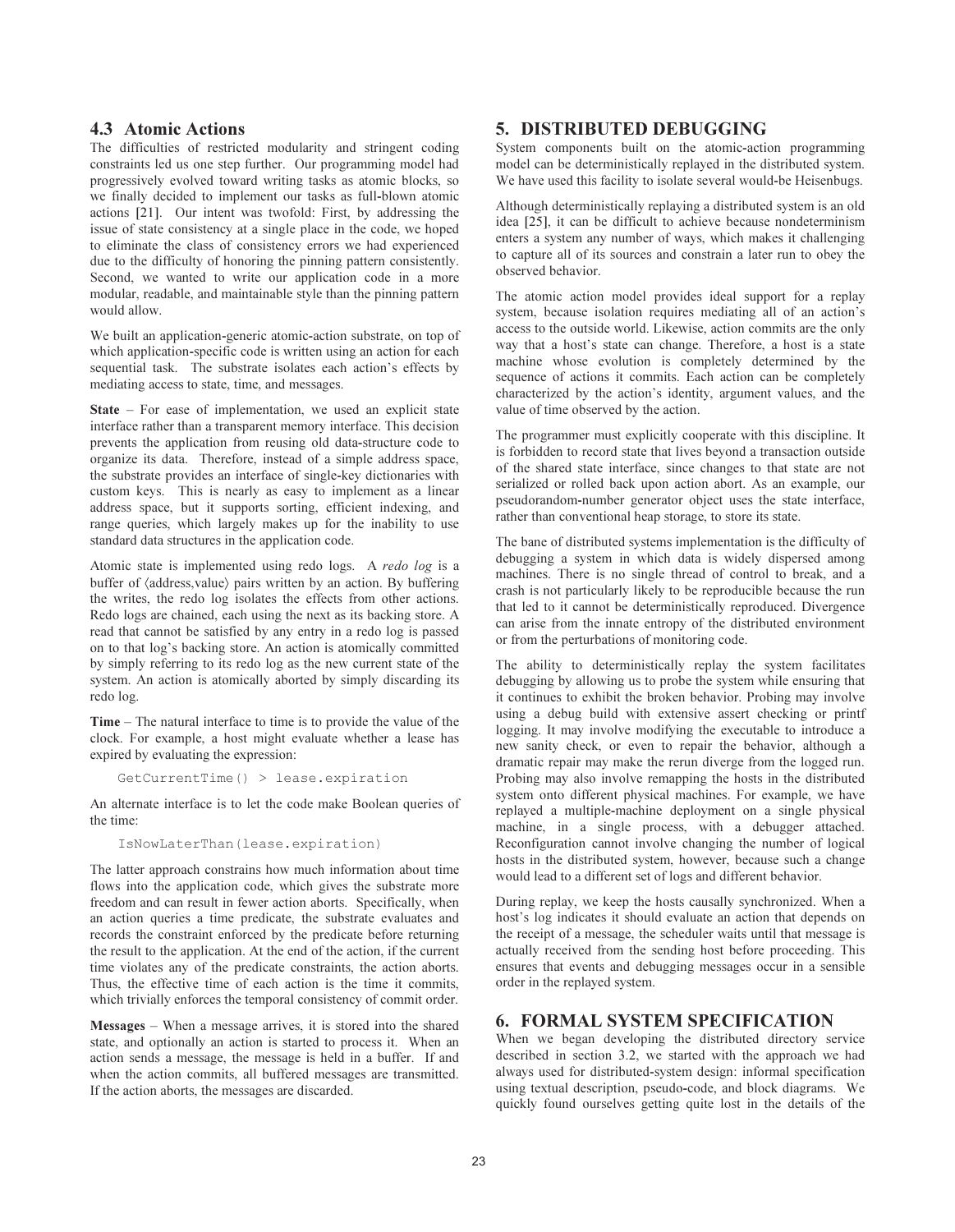### 4.3 Atomic Actions

The difficulties of restricted modularity and stringent coding constraints led us one step further. Our programming model had progressively evolved toward writing tasks as atomic blocks, so we finally decided to implement our tasks as full-blown atomic actions [21]. Our intent was twofold: First, by addressing the issue of state consistency at a single place in the code, we hoped to eliminate the class of consistency errors we had experienced due to the difficulty of honoring the pinning pattern consistently. Second, we wanted to write our application code in a more modular, readable, and maintainable style than the pinning pattern would allow.

We built an application-generic atomic-action substrate, on top of which application-specific code is written using an action for each sequential task. The substrate isolates each action's effects by mediating access to state, time, and messages.

**State** – For ease of implementation, we used an explicit state interface rather than a transparent memory interface. This decision prevents the application from reusing old data-structure code to organize its data. Therefore, instead of a simple address space, the substrate provides an interface of single-key dictionaries with custom keys. This is nearly as easy to implement as a linear address space, but it supports sorting, efficient indexing, and range queries, which largely makes up for the inability to use standard data structures in the application code.

Atomic state is implemented using redo logs. A *redo log* is a buffer of ⟨address,value⟩ pairs written by an action. By buffering the writes, the redo log isolates the effects from other actions. Redo logs are chained, each using the next as its backing store. A read that cannot be satisfied by any entry in a redo log is passed on to that log's backing store. An action is atomically committed by simply referring to its redo log as the new current state of the system. An action is atomically aborted by simply discarding its redo log.

**Time** – The natural interface to time is to provide the value of the clock. For example, a host might evaluate whether a lease has expired by evaluating the expression:

```
GetCurrentTime() > lease.expiration
```

An alternate interface is to let the code make Boolean queries of the time:

```
IsNowLaterThan(lease.expiration)
```

The latter approach constrains how much information about time flows into the application code, which gives the substrate more freedom and can result in fewer action aborts. Specifically, when an action queries a time predicate, the substrate evaluates and records the constraint enforced by the predicate before returning the result to the application. At the end of the action, if the current time violates any of the predicate constraints, the action aborts. Thus, the effective time of each action is the time it commits, which trivially enforces the temporal consistency of commit order.

**Messages** – When a message arrives, it is stored into the shared state, and optionally an action is started to process it. When an action sends a message, the message is held in a buffer. If and when the action commits, all buffered messages are transmitted. If the action aborts, the messages are discarded.

## 5. DISTRIBUTED DEBUGGING

System components built on the atomic-action programming model can be deterministically replayed in the distributed system. We have used this facility to isolate several would-be Heisenbugs.

Although deterministically replaying a distributed system is an old idea [25], it can be difficult to achieve because nondeterminism enters a system any number of ways, which makes it challenging to capture all of its sources and constrain a later run to obey the observed behavior.

The atomic action model provides ideal support for a replay system, because isolation requires mediating all of an action's access to the outside world. Likewise, action commits are the only way that a host's state can change. Therefore, a host is a state machine whose evolution is completely determined by the sequence of actions it commits. Each action can be completely characterized by the action's identity, argument values, and the value of time observed by the action.

The programmer must explicitly cooperate with this discipline. It is forbidden to record state that lives beyond a transaction outside of the shared state interface, since changes to that state are not serialized or rolled back upon action abort. As an example, our pseudorandom-number generator object uses the state interface, rather than conventional heap storage, to store its state.

The bane of distributed systems implementation is the difficulty of debugging a system in which data is widely dispersed among machines. There is no single thread of control to break, and a crash is not particularly likely to be reproducible because the run that led to it cannot be deterministically reproduced. Divergence can arise from the innate entropy of the distributed environment or from the perturbations of monitoring code.

The ability to deterministically replay the system facilitates debugging by allowing us to probe the system while ensuring that it continues to exhibit the broken behavior. Probing may involve using a debug build with extensive assert checking or printf logging. It may involve modifying the executable to introduce a new sanity check, or even to repair the behavior, although a dramatic repair may make the rerun diverge from the logged run. Probing may also involve remapping the hosts in the distributed system onto different physical machines. For example, we have replayed a multiple-machine deployment on a single physical machine, in a single process, with a debugger attached. Reconfiguration cannot involve changing the number of logical hosts in the distributed system, however, because such a change would lead to a different set of logs and different behavior.

During replay, we keep the hosts causally synchronized. When a host's log indicates it should evaluate an action that depends on the receipt of a message, the scheduler waits until that message is actually received from the sending host before proceeding. This ensures that events and debugging messages occur in a sensible order in the replayed system.

## 6. FORMAL SYSTEM SPECIFICATION

When we began developing the distributed directory service described in section 3.2, we started with the approach we had always used for distributed-system design: informal specification using textual description, pseudo-code, and block diagrams. We quickly found ourselves getting quite lost in the details of the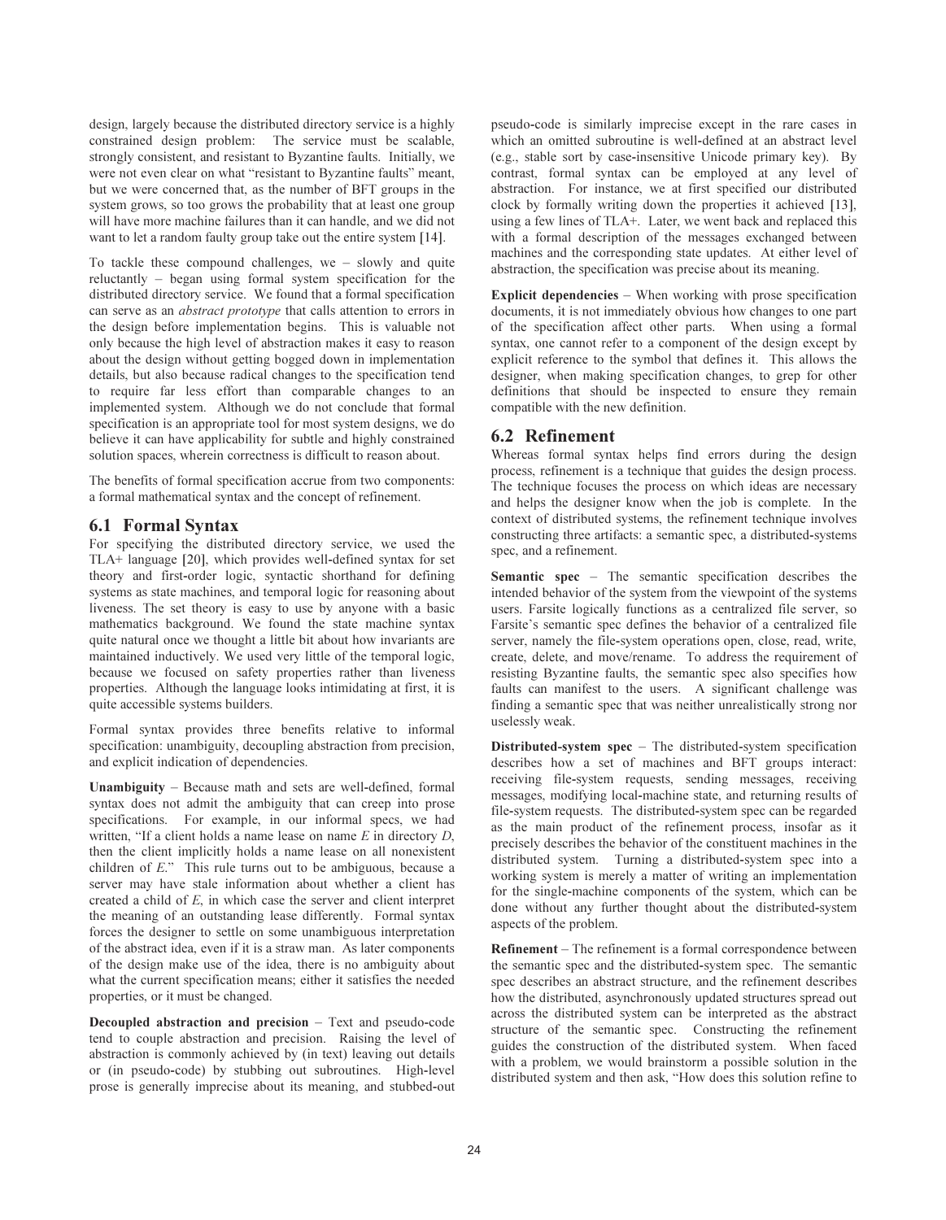design, largely because the distributed directory service is a highly constrained design problem: The service must be scalable, strongly consistent, and resistant to Byzantine faults. Initially, we were not even clear on what "resistant to Byzantine faults" meant, but we were concerned that, as the number of BFT groups in the system grows, so too grows the probability that at least one group will have more machine failures than it can handle, and we did not want to let a random faulty group take out the entire system [14].

To tackle these compound challenges, we – slowly and quite reluctantly – began using formal system specification for the distributed directory service. We found that a formal specification can serve as an *abstract prototype* that calls attention to errors in the design before implementation begins. This is valuable not only because the high level of abstraction makes it easy to reason about the design without getting bogged down in implementation details, but also because radical changes to the specification tend to require far less effort than comparable changes to an implemented system. Although we do not conclude that formal specification is an appropriate tool for most system designs, we do believe it can have applicability for subtle and highly constrained solution spaces, wherein correctness is difficult to reason about.

The benefits of formal specification accrue from two components: a formal mathematical syntax and the concept of refinement.

## 6.1 Formal Syntax

For specifying the distributed directory service, we used the TLA+ language [20], which provides well-defined syntax for set theory and first-order logic, syntactic shorthand for defining systems as state machines, and temporal logic for reasoning about liveness. The set theory is easy to use by anyone with a basic mathematics background. We found the state machine syntax quite natural once we thought a little bit about how invariants are maintained inductively. We used very little of the temporal logic, because we focused on safety properties rather than liveness properties. Although the language looks intimidating at first, it is quite accessible systems builders.

Formal syntax provides three benefits relative to informal specification: unambiguity, decoupling abstraction from precision, and explicit indication of dependencies.

**Unambiguity** – Because math and sets are well-defined, formal syntax does not admit the ambiguity that can creep into prose specifications. For example, in our informal specs, we had written, "If a client holds a name lease on name *E* in directory *D*, then the client implicitly holds a name lease on all nonexistent children of *E*." This rule turns out to be ambiguous, because a server may have stale information about whether a client has created a child of *E*, in which case the server and client interpret the meaning of an outstanding lease differently. Formal syntax forces the designer to settle on some unambiguous interpretation of the abstract idea, even if it is a straw man. As later components of the design make use of the idea, there is no ambiguity about what the current specification means; either it satisfies the needed properties, or it must be changed.

**Decoupled abstraction and precision** – Text and pseudo-code tend to couple abstraction and precision. Raising the level of abstraction is commonly achieved by (in text) leaving out details or (in pseudo-code) by stubbing out subroutines. High-level prose is generally imprecise about its meaning, and stubbed-out pseudo-code is similarly imprecise except in the rare cases in which an omitted subroutine is well-defined at an abstract level (e.g., stable sort by case-insensitive Unicode primary key). By contrast, formal syntax can be employed at any level of abstraction. For instance, we at first specified our distributed clock by formally writing down the properties it achieved [13], using a few lines of TLA+. Later, we went back and replaced this with a formal description of the messages exchanged between machines and the corresponding state updates. At either level of abstraction, the specification was precise about its meaning.

**Explicit dependencies** – When working with prose specification documents, it is not immediately obvious how changes to one part of the specification affect other parts. When using a formal syntax, one cannot refer to a component of the design except by explicit reference to the symbol that defines it. This allows the designer, when making specification changes, to grep for other definitions that should be inspected to ensure they remain compatible with the new definition.

## 6.2 Refinement

Whereas formal syntax helps find errors during the design process, refinement is a technique that guides the design process. The technique focuses the process on which ideas are necessary and helps the designer know when the job is complete. In the context of distributed systems, the refinement technique involves constructing three artifacts: a semantic spec, a distributed-systems spec, and a refinement.

**Semantic spec** – The semantic specification describes the intended behavior of the system from the viewpoint of the systems users. Farsite logically functions as a centralized file server, so Farsite's semantic spec defines the behavior of a centralized file server, namely the file-system operations open, close, read, write, create, delete, and move/rename. To address the requirement of resisting Byzantine faults, the semantic spec also specifies how faults can manifest to the users. A significant challenge was finding a semantic spec that was neither unrealistically strong nor uselessly weak.

**Distributed-system spec** – The distributed-system specification describes how a set of machines and BFT groups interact: receiving file-system requests, sending messages, receiving messages, modifying local-machine state, and returning results of file-system requests. The distributed-system spec can be regarded as the main product of the refinement process, insofar as it precisely describes the behavior of the constituent machines in the distributed system. Turning a distributed-system spec into a working system is merely a matter of writing an implementation for the single-machine components of the system, which can be done without any further thought about the distributed-system aspects of the problem.

**Refinement** – The refinement is a formal correspondence between the semantic spec and the distributed-system spec. The semantic spec describes an abstract structure, and the refinement describes how the distributed, asynchronously updated structures spread out across the distributed system can be interpreted as the abstract structure of the semantic spec. Constructing the refinement guides the construction of the distributed system. When faced with a problem, we would brainstorm a possible solution in the distributed system and then ask, "How does this solution refine to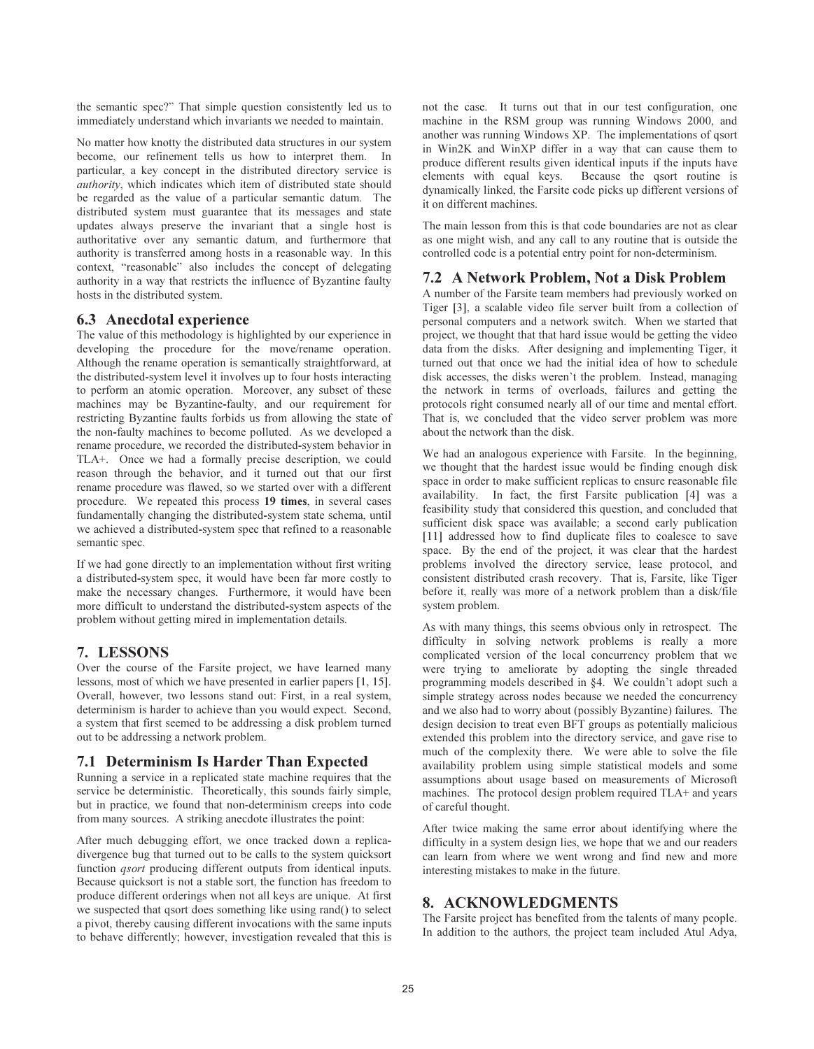the semantic spec?" That simple question consistently led us to immediately understand which invariants we needed to maintain.

No matter how knotty the distributed data structures in our system become, our refinement tells us how to interpret them. In particular, a key concept in the distributed directory service is *authority*, which indicates which item of distributed state should be regarded as the value of a particular semantic datum. The distributed system must guarantee that its messages and state updates always preserve the invariant that a single host is authoritative over any semantic datum, and furthermore that authority is transferred among hosts in a reasonable way. In this context, "reasonable" also includes the concept of delegating authority in a way that restricts the influence of Byzantine faulty hosts in the distributed system.

### 6.3 Anecdotal experience

The value of this methodology is highlighted by our experience in developing the procedure for the move/rename operation. Although the rename operation is semantically straightforward, at the distributed-system level it involves up to four hosts interacting to perform an atomic operation. Moreover, any subset of these machines may be Byzantine-faulty, and our requirement for restricting Byzantine faults forbids us from allowing the state of the non-faulty machines to become polluted. As we developed a rename procedure, we recorded the distributed-system behavior in TLA+. Once we had a formally precise description, we could reason through the behavior, and it turned out that our first rename procedure was flawed, so we started over with a different procedure. We repeated this process **19 times**, in several cases fundamentally changing the distributed-system state schema, until we achieved a distributed-system spec that refined to a reasonable semantic spec.

If we had gone directly to an implementation without first writing a distributed-system spec, it would have been far more costly to make the necessary changes. Furthermore, it would have been more difficult to understand the distributed-system aspects of the problem without getting mired in implementation details.

## 7. LESSONS

Over the course of the Farsite project, we have learned many lessons, most of which we have presented in earlier papers [1, 15]. Overall, however, two lessons stand out: First, in a real system, determinism is harder to achieve than you would expect. Second, a system that first seemed to be addressing a disk problem turned out to be addressing a network problem.

### 7.1 Determinism Is Harder Than Expected

Running a service in a replicated state machine requires that the service be deterministic. Theoretically, this sounds fairly simple, but in practice, we found that non-determinism creeps into code from many sources. A striking anecdote illustrates the point:

After much debugging effort, we once tracked down a replica-divergence bug that turned out to be calls to the system quicksort function *qsort* producing different outputs from identical inputs. Because quicksort is not a stable sort, the function has freedom to produce different orderings when not all keys are unique. At first we suspected that qsort does something like using rand() to select a pivot, thereby causing different invocations with the same inputs to behave differently; however, investigation revealed that this is not the case. It turns out that in our test configuration, one machine in the RSM group was running Windows 2000, and another was running Windows XP. The implementations of qsort in Win2K and WinXP differ in a way that can cause them to produce different results given identical inputs if the inputs have elements with equal keys. Because the qsort routine is dynamically linked, the Farsite code picks up different versions of it on different machines.

The main lesson from this is that code boundaries are not as clear as one might wish, and any call to any routine that is outside the controlled code is a potential entry point for non-determinism.

### 7.2 A Network Problem, Not a Disk Problem

A number of the Farsite team members had previously worked on Tiger [3], a scalable video file server built from a collection of personal computers and a network switch. When we started that project, we thought that that hard issue would be getting the video data from the disks. After designing and implementing Tiger, it turned out that once we had the initial idea of how to schedule disk accesses, the disks weren't the problem. Instead, managing the network in terms of overloads, failures and getting the protocols right consumed nearly all of our time and mental effort. That is, we concluded that the video server problem was more about the network than the disk.

We had an analogous experience with Farsite. In the beginning, we thought that the hardest issue would be finding enough disk space in order to make sufficient replicas to ensure reasonable file availability. In fact, the first Farsite publication [4] was a feasibility study that considered this question, and concluded that sufficient disk space was available; a second early publication [11] addressed how to find duplicate files to coalesce to save space. By the end of the project, it was clear that the hardest problems involved the directory service, lease protocol, and consistent distributed crash recovery. That is, Farsite, like Tiger before it, really was more of a network problem than a disk/file system problem.

As with many things, this seems obvious only in retrospect. The difficulty in solving network problems is really a more complicated version of the local concurrency problem that we were trying to ameliorate by adopting the single threaded programming models described in §4. We couldn't adopt such a simple strategy across nodes because we needed the concurrency and we also had to worry about (possibly Byzantine) failures. The design decision to treat even BFT groups as potentially malicious extended this problem into the directory service, and gave rise to much of the complexity there. We were able to solve the file availability problem using simple statistical models and some assumptions about usage based on measurements of Microsoft machines. The protocol design problem required TLA+ and years of careful thought.

After twice making the same error about identifying where the difficulty in a system design lies, we hope that we and our readers can learn from where we went wrong and find new and more interesting mistakes to make in the future.

## 8. ACKNOWLEDGMENTS

The Farsite project has benefited from the talents of many people. In addition to the authors, the project team included Atul Adya,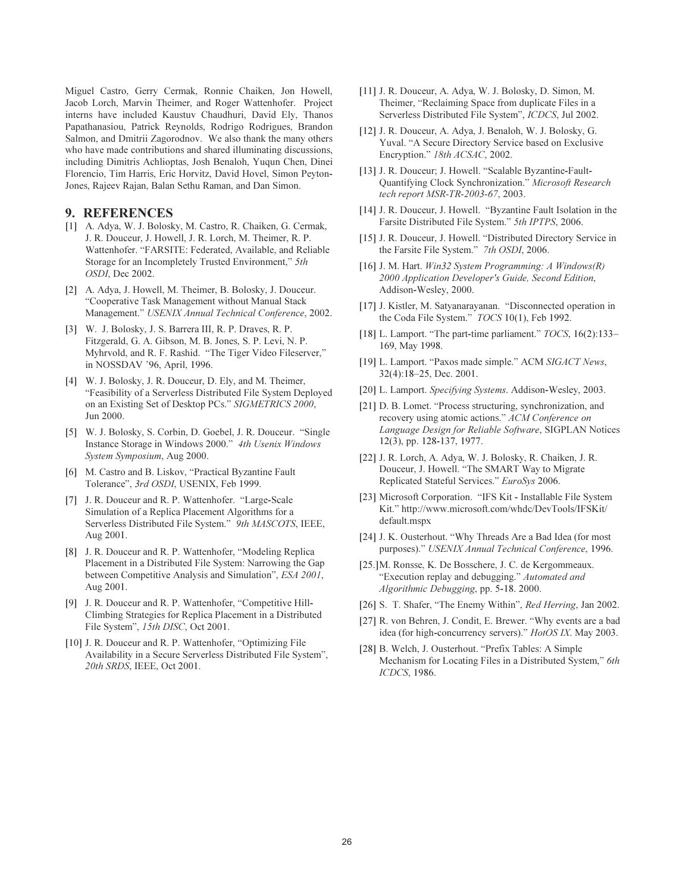Miguel Castro, Gerry Cermak, Ronnie Chaiken, Jon Howell, Jacob Lorch, Marvin Theimer, and Roger Wattenhofer. Project interns have included Kaustuv Chaudhuri, David Ely, Thanos Papathanasiou, Patrick Reynolds, Rodrigo Rodrigues, Brandon Salmon, and Dmitrii Zagorodnov. We also thank the many others who have made contributions and shared illuminating discussions, including Dimitris Achlioptas, Josh Benaloh, Yuqun Chen, Dinei Florencio, Tim Harris, Eric Horvitz, David Hovel, Simon Peyton-Jones, Rajeev Rajan, Balan Sethu Raman, and Dan Simon.

## 9. REFERENCES

[1] A. Adya, W. J. Bolosky, M. Castro, R. Chaiken, G. Cermak, J. R. Douceur, J. Howell, J. R. Lorch, M. Theimer, R. P. Wattenhofer. "FARSITE: Federated, Available, and Reliable Storage for an Incompletely Trusted Environment," *5th OSDI*, Dec 2002.

[2] A. Adya, J. Howell, M. Theimer, B. Bolosky, J. Douceur. "Cooperative Task Management without Manual Stack Management." *USENIX Annual Technical Conference*, 2002.

[3] W. J. Bolosky, J. S. Barrera III, R. P. Draves, R. P. Fitzgerald, G. A. Gibson, M. B. Jones, S. P. Levi, N. P. Myhrvold, and R. F. Rashid. "The Tiger Video Fileserver," in NOSSDAV '96, April, 1996.

[4] W. J. Bolosky, J. R. Douceur, D. Ely, and M. Theimer, "Feasibility of a Serverless Distributed File System Deployed on an Existing Set of Desktop PCs." *SIGMETRICS 2000*, Jun 2000.

[5] W. J. Bolosky, S. Corbin, D. Goebel, J. R. Douceur. "Single Instance Storage in Windows 2000." *4th Usenix Windows System Symposium*, Aug 2000.

[6] M. Castro and B. Liskov, "Practical Byzantine Fault Tolerance", *3rd OSDI*, USENIX, Feb 1999.

[7] J. R. Douceur and R. P. Wattenhofer. "Large-Scale Simulation of a Replica Placement Algorithms for a Serverless Distributed File System." *9th MASCOTS*, IEEE, Aug 2001.

[8] J. R. Douceur and R. P. Wattenhofer, "Modeling Replica Placement in a Distributed File System: Narrowing the Gap between Competitive Analysis and Simulation", *ESA 2001*, Aug 2001.

[9] J. R. Douceur and R. P. Wattenhofer, "Competitive Hill-Climbing Strategies for Replica Placement in a Distributed File System", *15th DISC*, Oct 2001.

[10] J. R. Douceur and R. P. Wattenhofer, "Optimizing File Availability in a Secure Serverless Distributed File System", *20th SRDS*, IEEE, Oct 2001.

[11] J. R. Douceur, A. Adya, W. J. Bolosky, D. Simon, M. Theimer, "Reclaiming Space from duplicate Files in a Serverless Distributed File System", *ICDCS*, Jul 2002.

[12] J. R. Douceur, A. Adya, J. Benaloh, W. J. Bolosky, G. Yuval. "A Secure Directory Service based on Exclusive Encryption." *18th ACSAC*, 2002.

[13] J. R. Douceur; J. Howell. "Scalable Byzantine-Fault-Quantifying Clock Synchronization." *Microsoft Research tech report MSR-TR-2003-67*, 2003.

[14] J. R. Douceur, J. Howell. "Byzantine Fault Isolation in the Farsite Distributed File System." *5th IPTPS*, 2006.

[15] J. R. Douceur, J. Howell. "Distributed Directory Service in the Farsite File System." *7th OSDI*, 2006.

[16] J. M. Hart. *Win32 System Programming: A Windows(R) 2000 Application Developer's Guide, Second Edition*, Addison-Wesley, 2000.

[17] J. Kistler, M. Satyanarayanan. "Disconnected operation in the Coda File System." *TOCS* 10(1), Feb 1992.

[18] L. Lamport. "The part-time parliament." *TOCS*, 16(2):133–169, May 1998.

[19] L. Lamport. "Paxos made simple." ACM *SIGACT News*, 32(4):18–25, Dec. 2001.

[20] L. Lamport. *Specifying Systems*. Addison-Wesley, 2003.

[21] D. B. Lomet. "Process structuring, synchronization, and recovery using atomic actions." *ACM Conference on Language Design for Reliable Software*, SIGPLAN Notices 12(3), pp. 128-137, 1977.

[22] J. R. Lorch, A. Adya, W. J. Bolosky, R. Chaiken, J. R. Douceur, J. Howell. "The SMART Way to Migrate Replicated Stateful Services." *EuroSys* 2006.

[23] Microsoft Corporation. "IFS Kit - Installable File System Kit." http://www.microsoft.com/whdc/DevTools/IFSKit/default.mspx

[24] J. K. Ousterhout. "Why Threads Are a Bad Idea (for most purposes)." *USENIX Annual Technical Conference*, 1996.

[25.]M. Ronsse, K. De Bosschere, J. C. de Kergommeaux. "Execution replay and debugging." *Automated and Algorithmic Debugging*, pp. 5-18. 2000.

[26] S. T. Shafer, "The Enemy Within", *Red Herring*, Jan 2002.

[27] R. von Behren, J. Condit, E. Brewer. "Why events are a bad idea (for high-concurrency servers)." *HotOS IX*. May 2003.

[28] B. Welch, J. Ousterhout. "Prefix Tables: A Simple Mechanism for Locating Files in a Distributed System," *6th ICDCS*, 1986.